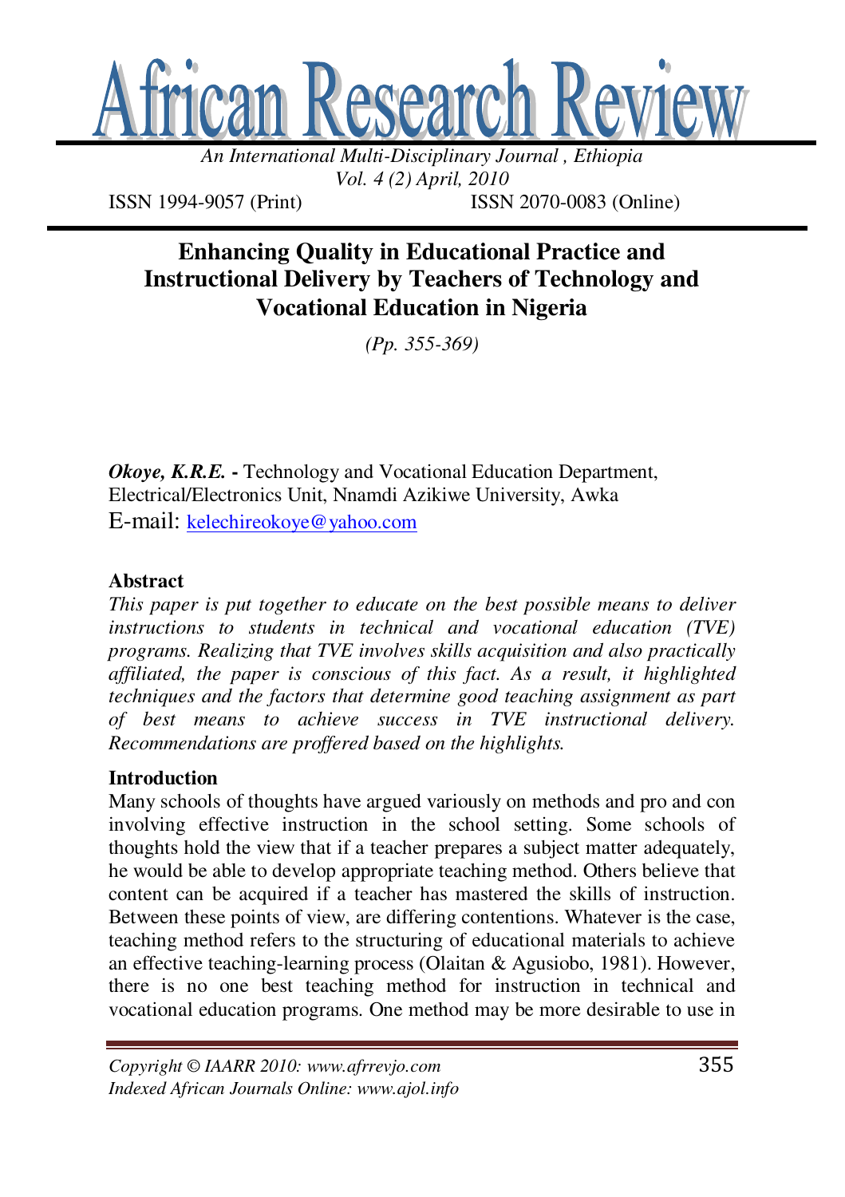# Enhancing Quality in Educational Practice and Instructional Delivery by Teachers of Technology and Vocational Education in Nigeria

*(Pp. 355-369)*

***Okoye, K.R.E.*** **-** Technology and Vocational Education Department, Electrical/Electronics Unit, Nnamdi Azikiwe University, Awka
E-mail: kelechireokoye@yahoo.com

## Abstract

*This paper is put together to educate on the best possible means to deliver instructions to students in technical and vocational education (TVE) programs. Realizing that TVE involves skills acquisition and also practically affiliated, the paper is conscious of this fact. As a result, it highlighted techniques and the factors that determine good teaching assignment as part of best means to achieve success in TVE instructional delivery. Recommendations are proffered based on the highlights.*

## Introduction

Many schools of thoughts have argued variously on methods and pro and con involving effective instruction in the school setting. Some schools of thoughts hold the view that if a teacher prepares a subject matter adequately, he would be able to develop appropriate teaching method. Others believe that content can be acquired if a teacher has mastered the skills of instruction. Between these points of view, are differing contentions. Whatever is the case, teaching method refers to the structuring of educational materials to achieve an effective teaching-learning process (Olaitan & Agusiobo, 1981). However, there is no one best teaching method for instruction in technical and vocational education programs. One method may be more desirable to use in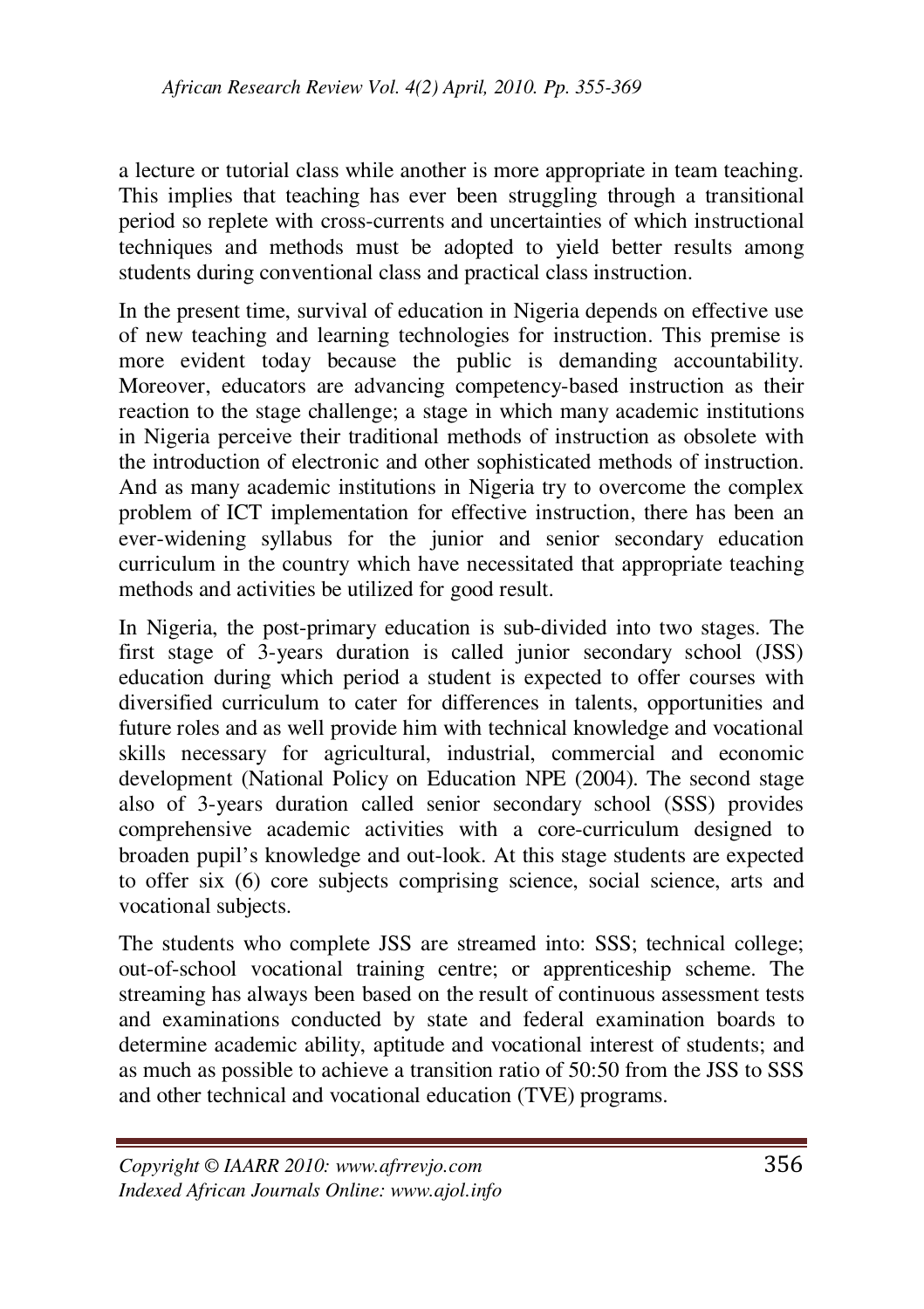a lecture or tutorial class while another is more appropriate in team teaching. This implies that teaching has ever been struggling through a transitional period so replete with cross-currents and uncertainties of which instructional techniques and methods must be adopted to yield better results among students during conventional class and practical class instruction.

In the present time, survival of education in Nigeria depends on effective use of new teaching and learning technologies for instruction. This premise is more evident today because the public is demanding accountability. Moreover, educators are advancing competency-based instruction as their reaction to the stage challenge; a stage in which many academic institutions in Nigeria perceive their traditional methods of instruction as obsolete with the introduction of electronic and other sophisticated methods of instruction. And as many academic institutions in Nigeria try to overcome the complex problem of ICT implementation for effective instruction, there has been an ever-widening syllabus for the junior and senior secondary education curriculum in the country which have necessitated that appropriate teaching methods and activities be utilized for good result.

In Nigeria, the post-primary education is sub-divided into two stages. The first stage of 3-years duration is called junior secondary school (JSS) education during which period a student is expected to offer courses with diversified curriculum to cater for differences in talents, opportunities and future roles and as well provide him with technical knowledge and vocational skills necessary for agricultural, industrial, commercial and economic development (National Policy on Education NPE (2004). The second stage also of 3-years duration called senior secondary school (SSS) provides comprehensive academic activities with a core-curriculum designed to broaden pupil's knowledge and out-look. At this stage students are expected to offer six (6) core subjects comprising science, social science, arts and vocational subjects.

The students who complete JSS are streamed into: SSS; technical college; out-of-school vocational training centre; or apprenticeship scheme. The streaming has always been based on the result of continuous assessment tests and examinations conducted by state and federal examination boards to determine academic ability, aptitude and vocational interest of students; and as much as possible to achieve a transition ratio of 50:50 from the JSS to SSS and other technical and vocational education (TVE) programs.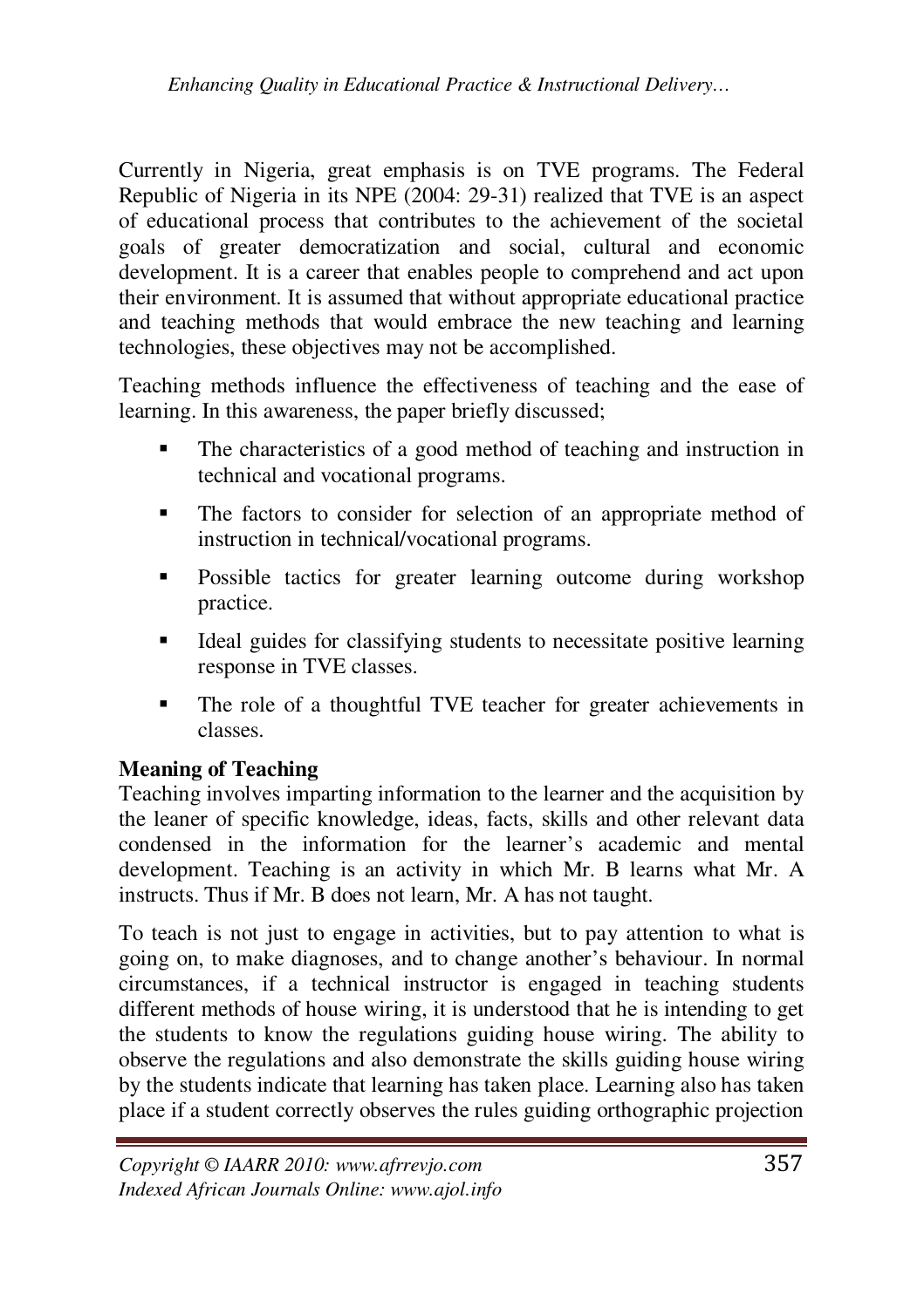Currently in Nigeria, great emphasis is on TVE programs. The Federal Republic of Nigeria in its NPE (2004: 29-31) realized that TVE is an aspect of educational process that contributes to the achievement of the societal goals of greater democratization and social, cultural and economic development. It is a career that enables people to comprehend and act upon their environment. It is assumed that without appropriate educational practice and teaching methods that would embrace the new teaching and learning technologies, these objectives may not be accomplished.

Teaching methods influence the effectiveness of teaching and the ease of learning. In this awareness, the paper briefly discussed;

- The characteristics of a good method of teaching and instruction in technical and vocational programs.
- The factors to consider for selection of an appropriate method of instruction in technical/vocational programs.
- Possible tactics for greater learning outcome during workshop practice.
- Ideal guides for classifying students to necessitate positive learning response in TVE classes.
- The role of a thoughtful TVE teacher for greater achievements in classes.

**Meaning of Teaching**

Teaching involves imparting information to the learner and the acquisition by the leaner of specific knowledge, ideas, facts, skills and other relevant data condensed in the information for the learner's academic and mental development. Teaching is an activity in which Mr. B learns what Mr. A instructs. Thus if Mr. B does not learn, Mr. A has not taught.

To teach is not just to engage in activities, but to pay attention to what is going on, to make diagnoses, and to change another's behaviour. In normal circumstances, if a technical instructor is engaged in teaching students different methods of house wiring, it is understood that he is intending to get the students to know the regulations guiding house wiring. The ability to observe the regulations and also demonstrate the skills guiding house wiring by the students indicate that learning has taken place. Learning also has taken place if a student correctly observes the rules guiding orthographic projection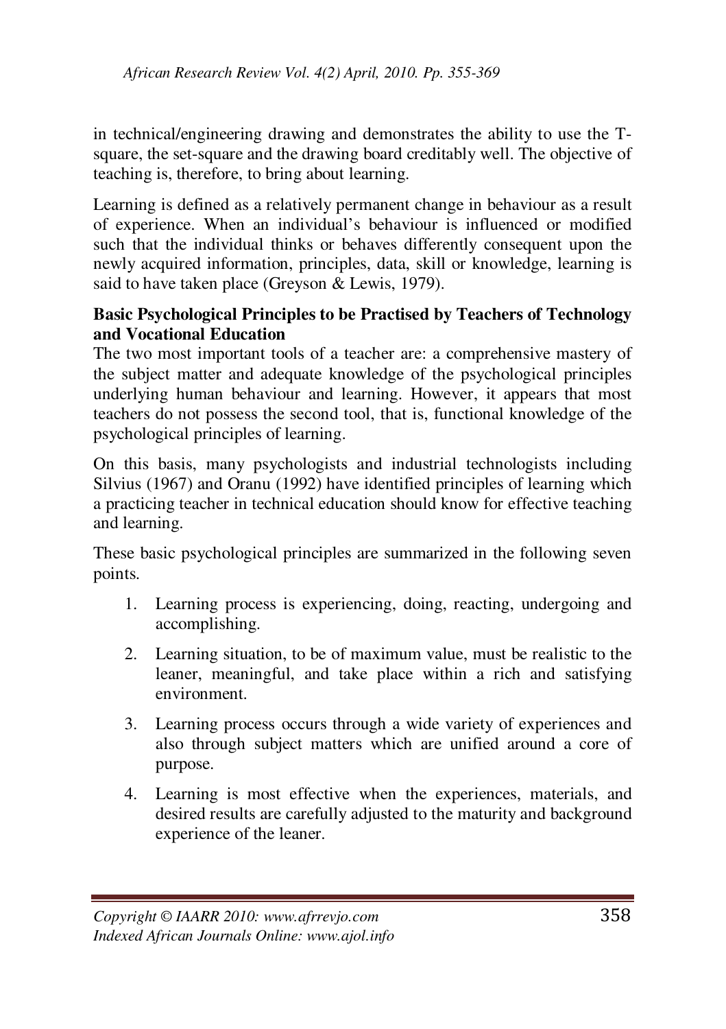in technical/engineering drawing and demonstrates the ability to use the T-square, the set-square and the drawing board creditably well. The objective of teaching is, therefore, to bring about learning.

Learning is defined as a relatively permanent change in behaviour as a result of experience. When an individual's behaviour is influenced or modified such that the individual thinks or behaves differently consequent upon the newly acquired information, principles, data, skill or knowledge, learning is said to have taken place (Greyson & Lewis, 1979).

**Basic Psychological Principles to be Practised by Teachers of Technology and Vocational Education**

The two most important tools of a teacher are: a comprehensive mastery of the subject matter and adequate knowledge of the psychological principles underlying human behaviour and learning. However, it appears that most teachers do not possess the second tool, that is, functional knowledge of the psychological principles of learning.

On this basis, many psychologists and industrial technologists including Silvius (1967) and Oranu (1992) have identified principles of learning which a practicing teacher in technical education should know for effective teaching and learning.

These basic psychological principles are summarized in the following seven points.

1. Learning process is experiencing, doing, reacting, undergoing and accomplishing.
2. Learning situation, to be of maximum value, must be realistic to the leaner, meaningful, and take place within a rich and satisfying environment.
3. Learning process occurs through a wide variety of experiences and also through subject matters which are unified around a core of purpose.
4. Learning is most effective when the experiences, materials, and desired results are carefully adjusted to the maturity and background experience of the leaner.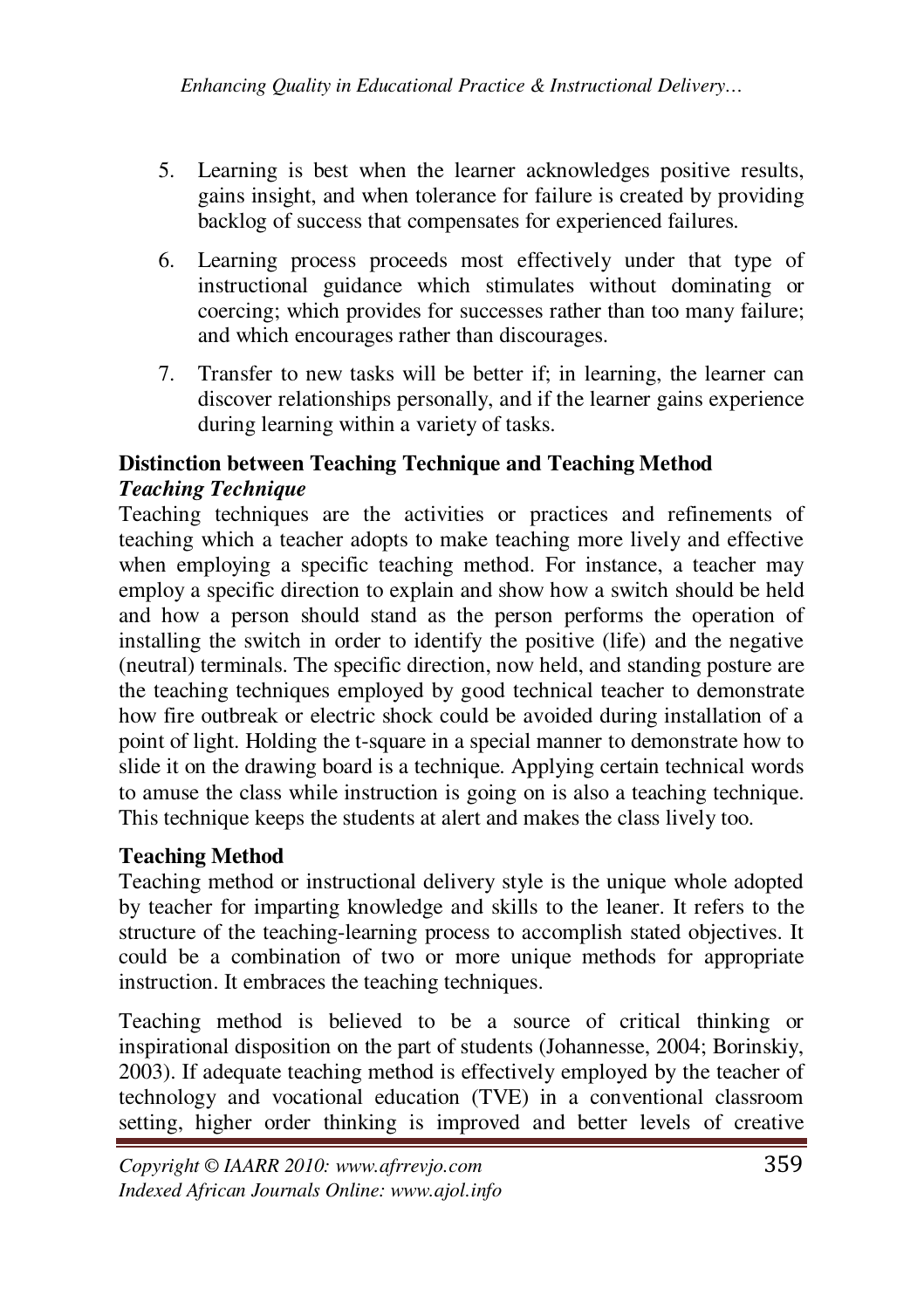5. Learning is best when the learner acknowledges positive results, gains insight, and when tolerance for failure is created by providing backlog of success that compensates for experienced failures.
6. Learning process proceeds most effectively under that type of instructional guidance which stimulates without dominating or coercing; which provides for successes rather than too many failure; and which encourages rather than discourages.
7. Transfer to new tasks will be better if; in learning, the learner can discover relationships personally, and if the learner gains experience during learning within a variety of tasks.

**Distinction between Teaching Technique and Teaching Method**

***Teaching Technique***

Teaching techniques are the activities or practices and refinements of teaching which a teacher adopts to make teaching more lively and effective when employing a specific teaching method. For instance, a teacher may employ a specific direction to explain and show how a switch should be held and how a person should stand as the person performs the operation of installing the switch in order to identify the positive (life) and the negative (neutral) terminals. The specific direction, now held, and standing posture are the teaching techniques employed by good technical teacher to demonstrate how fire outbreak or electric shock could be avoided during installation of a point of light. Holding the t-square in a special manner to demonstrate how to slide it on the drawing board is a technique. Applying certain technical words to amuse the class while instruction is going on is also a teaching technique. This technique keeps the students at alert and makes the class lively too.

**Teaching Method**

Teaching method or instructional delivery style is the unique whole adopted by teacher for imparting knowledge and skills to the leaner. It refers to the structure of the teaching-learning process to accomplish stated objectives. It could be a combination of two or more unique methods for appropriate instruction. It embraces the teaching techniques.

Teaching method is believed to be a source of critical thinking or inspirational disposition on the part of students (Johannesse, 2004; Borinskiy, 2003). If adequate teaching method is effectively employed by the teacher of technology and vocational education (TVE) in a conventional classroom setting, higher order thinking is improved and better levels of creative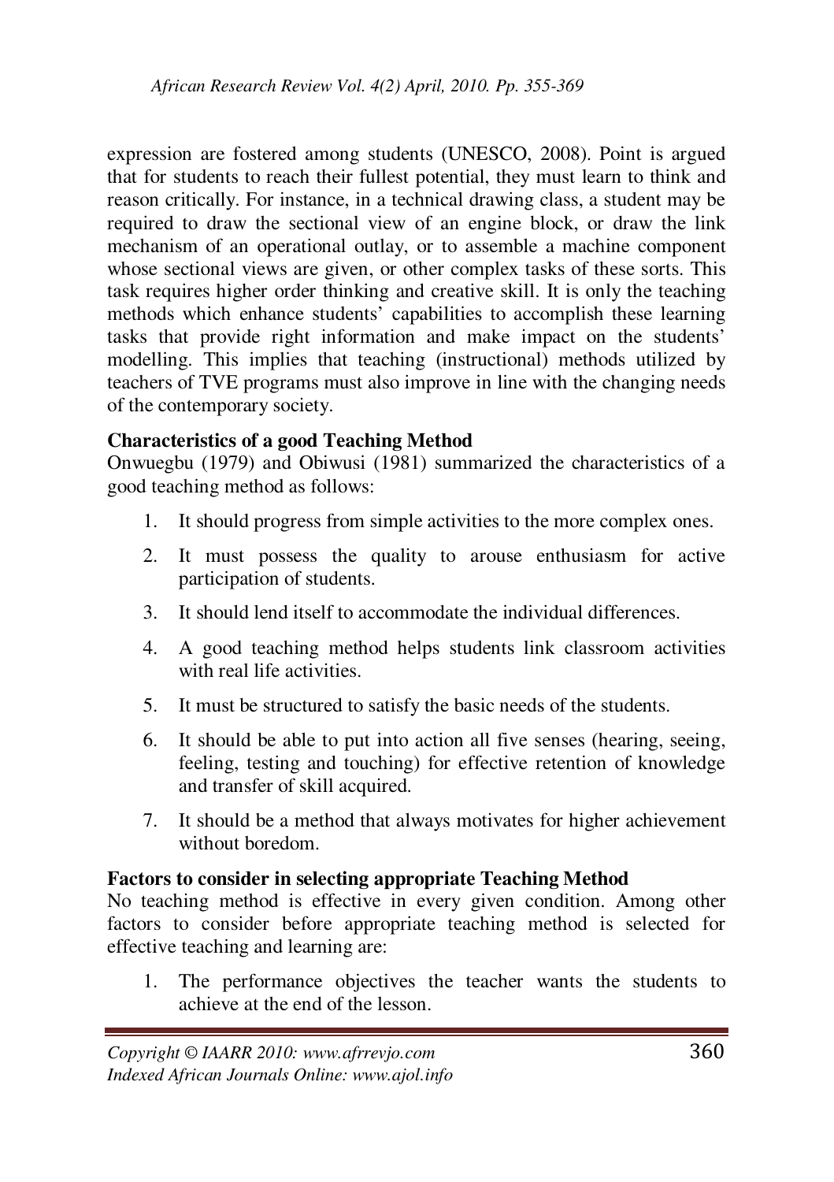expression are fostered among students (UNESCO, 2008). Point is argued that for students to reach their fullest potential, they must learn to think and reason critically. For instance, in a technical drawing class, a student may be required to draw the sectional view of an engine block, or draw the link mechanism of an operational outlay, or to assemble a machine component whose sectional views are given, or other complex tasks of these sorts. This task requires higher order thinking and creative skill. It is only the teaching methods which enhance students' capabilities to accomplish these learning tasks that provide right information and make impact on the students' modelling. This implies that teaching (instructional) methods utilized by teachers of TVE programs must also improve in line with the changing needs of the contemporary society.

**Characteristics of a good Teaching Method**

Onwuegbu (1979) and Obiwusi (1981) summarized the characteristics of a good teaching method as follows:

1. It should progress from simple activities to the more complex ones.
2. It must possess the quality to arouse enthusiasm for active participation of students.
3. It should lend itself to accommodate the individual differences.
4. A good teaching method helps students link classroom activities with real life activities.
5. It must be structured to satisfy the basic needs of the students.
6. It should be able to put into action all five senses (hearing, seeing, feeling, testing and touching) for effective retention of knowledge and transfer of skill acquired.
7. It should be a method that always motivates for higher achievement without boredom.

**Factors to consider in selecting appropriate Teaching Method**

No teaching method is effective in every given condition. Among other factors to consider before appropriate teaching method is selected for effective teaching and learning are:

1. The performance objectives the teacher wants the students to achieve at the end of the lesson.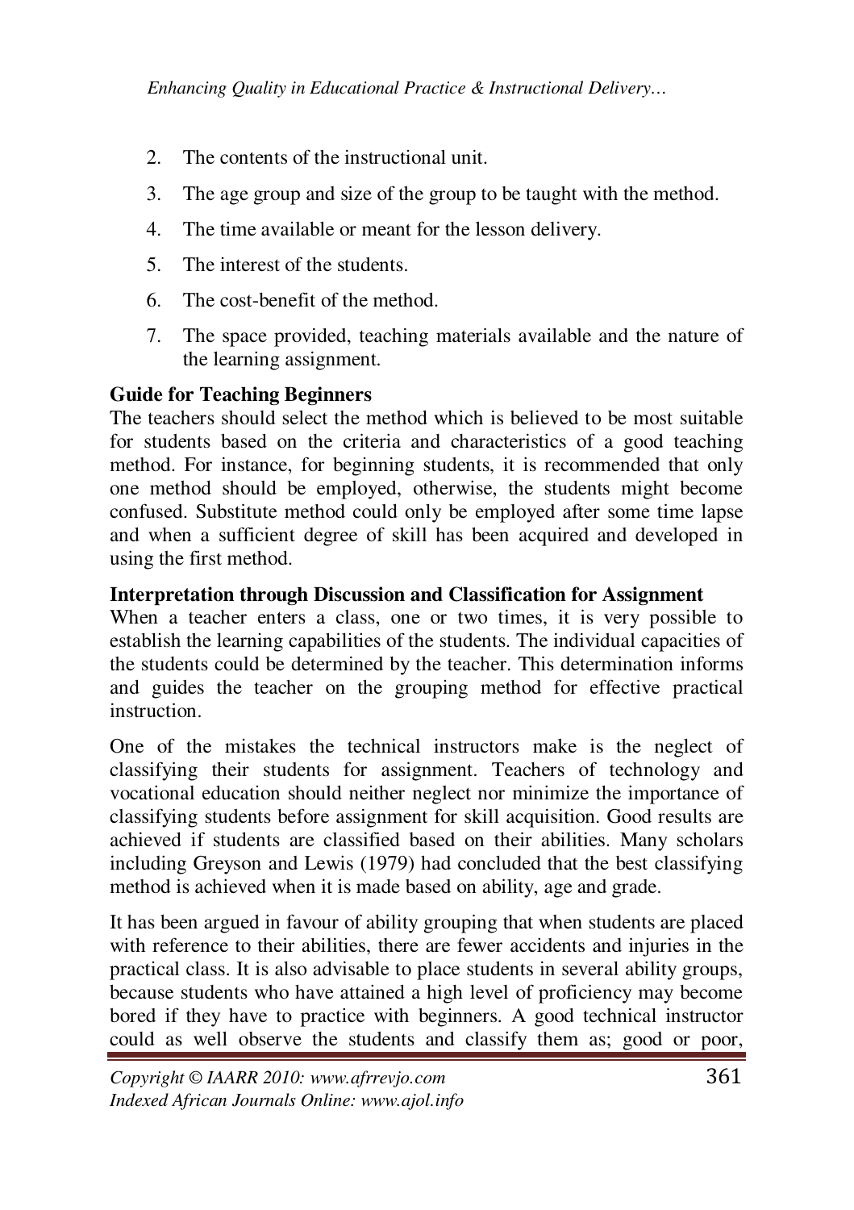2. The contents of the instructional unit.
3. The age group and size of the group to be taught with the method.
4. The time available or meant for the lesson delivery.
5. The interest of the students.
6. The cost-benefit of the method.
7. The space provided, teaching materials available and the nature of the learning assignment.

**Guide for Teaching Beginners**

The teachers should select the method which is believed to be most suitable for students based on the criteria and characteristics of a good teaching method. For instance, for beginning students, it is recommended that only one method should be employed, otherwise, the students might become confused. Substitute method could only be employed after some time lapse and when a sufficient degree of skill has been acquired and developed in using the first method.

**Interpretation through Discussion and Classification for Assignment**

When a teacher enters a class, one or two times, it is very possible to establish the learning capabilities of the students. The individual capacities of the students could be determined by the teacher. This determination informs and guides the teacher on the grouping method for effective practical instruction.

One of the mistakes the technical instructors make is the neglect of classifying their students for assignment. Teachers of technology and vocational education should neither neglect nor minimize the importance of classifying students before assignment for skill acquisition. Good results are achieved if students are classified based on their abilities. Many scholars including Greyson and Lewis (1979) had concluded that the best classifying method is achieved when it is made based on ability, age and grade.

It has been argued in favour of ability grouping that when students are placed with reference to their abilities, there are fewer accidents and injuries in the practical class. It is also advisable to place students in several ability groups, because students who have attained a high level of proficiency may become bored if they have to practice with beginners. A good technical instructor could as well observe the students and classify them as; good or poor,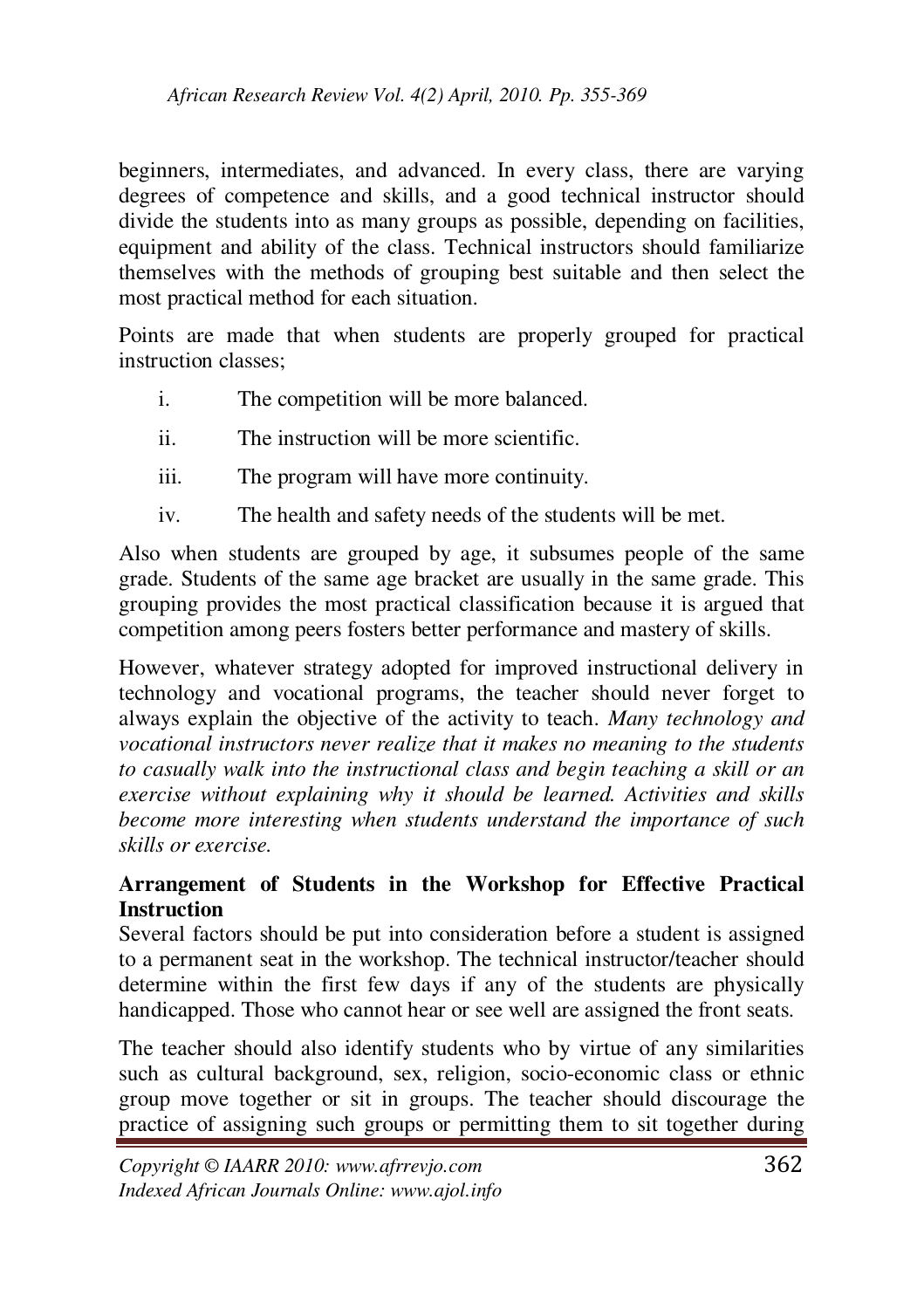beginners, intermediates, and advanced. In every class, there are varying degrees of competence and skills, and a good technical instructor should divide the students into as many groups as possible, depending on facilities, equipment and ability of the class. Technical instructors should familiarize themselves with the methods of grouping best suitable and then select the most practical method for each situation.

Points are made that when students are properly grouped for practical instruction classes;

i. The competition will be more balanced.
ii. The instruction will be more scientific.
iii. The program will have more continuity.
iv. The health and safety needs of the students will be met.

Also when students are grouped by age, it subsumes people of the same grade. Students of the same age bracket are usually in the same grade. This grouping provides the most practical classification because it is argued that competition among peers fosters better performance and mastery of skills.

However, whatever strategy adopted for improved instructional delivery in technology and vocational programs, the teacher should never forget to always explain the objective of the activity to teach. *Many technology and vocational instructors never realize that it makes no meaning to the students to casually walk into the instructional class and begin teaching a skill or an exercise without explaining why it should be learned. Activities and skills become more interesting when students understand the importance of such skills or exercise.*

**Arrangement of Students in the Workshop for Effective Practical Instruction**

Several factors should be put into consideration before a student is assigned to a permanent seat in the workshop. The technical instructor/teacher should determine within the first few days if any of the students are physically handicapped. Those who cannot hear or see well are assigned the front seats.

The teacher should also identify students who by virtue of any similarities such as cultural background, sex, religion, socio-economic class or ethnic group move together or sit in groups. The teacher should discourage the practice of assigning such groups or permitting them to sit together during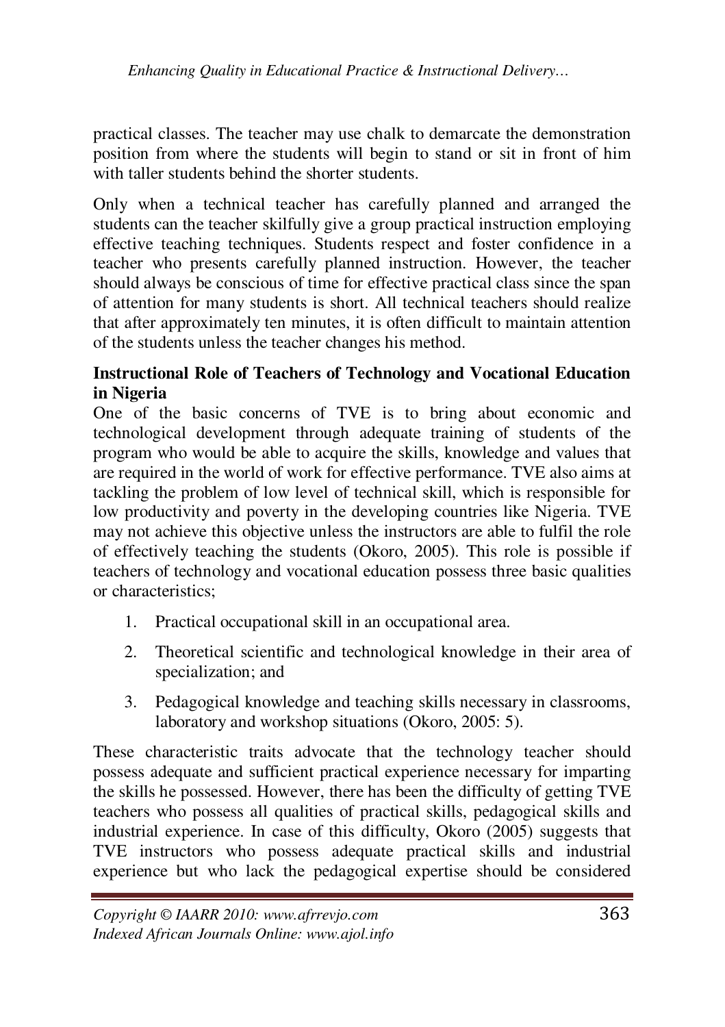practical classes. The teacher may use chalk to demarcate the demonstration position from where the students will begin to stand or sit in front of him with taller students behind the shorter students.

Only when a technical teacher has carefully planned and arranged the students can the teacher skilfully give a group practical instruction employing effective teaching techniques. Students respect and foster confidence in a teacher who presents carefully planned instruction. However, the teacher should always be conscious of time for effective practical class since the span of attention for many students is short. All technical teachers should realize that after approximately ten minutes, it is often difficult to maintain attention of the students unless the teacher changes his method.

**Instructional Role of Teachers of Technology and Vocational Education in Nigeria**

One of the basic concerns of TVE is to bring about economic and technological development through adequate training of students of the program who would be able to acquire the skills, knowledge and values that are required in the world of work for effective performance. TVE also aims at tackling the problem of low level of technical skill, which is responsible for low productivity and poverty in the developing countries like Nigeria. TVE may not achieve this objective unless the instructors are able to fulfil the role of effectively teaching the students (Okoro, 2005). This role is possible if teachers of technology and vocational education possess three basic qualities or characteristics;

1. Practical occupational skill in an occupational area.
2. Theoretical scientific and technological knowledge in their area of specialization; and
3. Pedagogical knowledge and teaching skills necessary in classrooms, laboratory and workshop situations (Okoro, 2005: 5).

These characteristic traits advocate that the technology teacher should possess adequate and sufficient practical experience necessary for imparting the skills he possessed. However, there has been the difficulty of getting TVE teachers who possess all qualities of practical skills, pedagogical skills and industrial experience. In case of this difficulty, Okoro (2005) suggests that TVE instructors who possess adequate practical skills and industrial experience but who lack the pedagogical expertise should be considered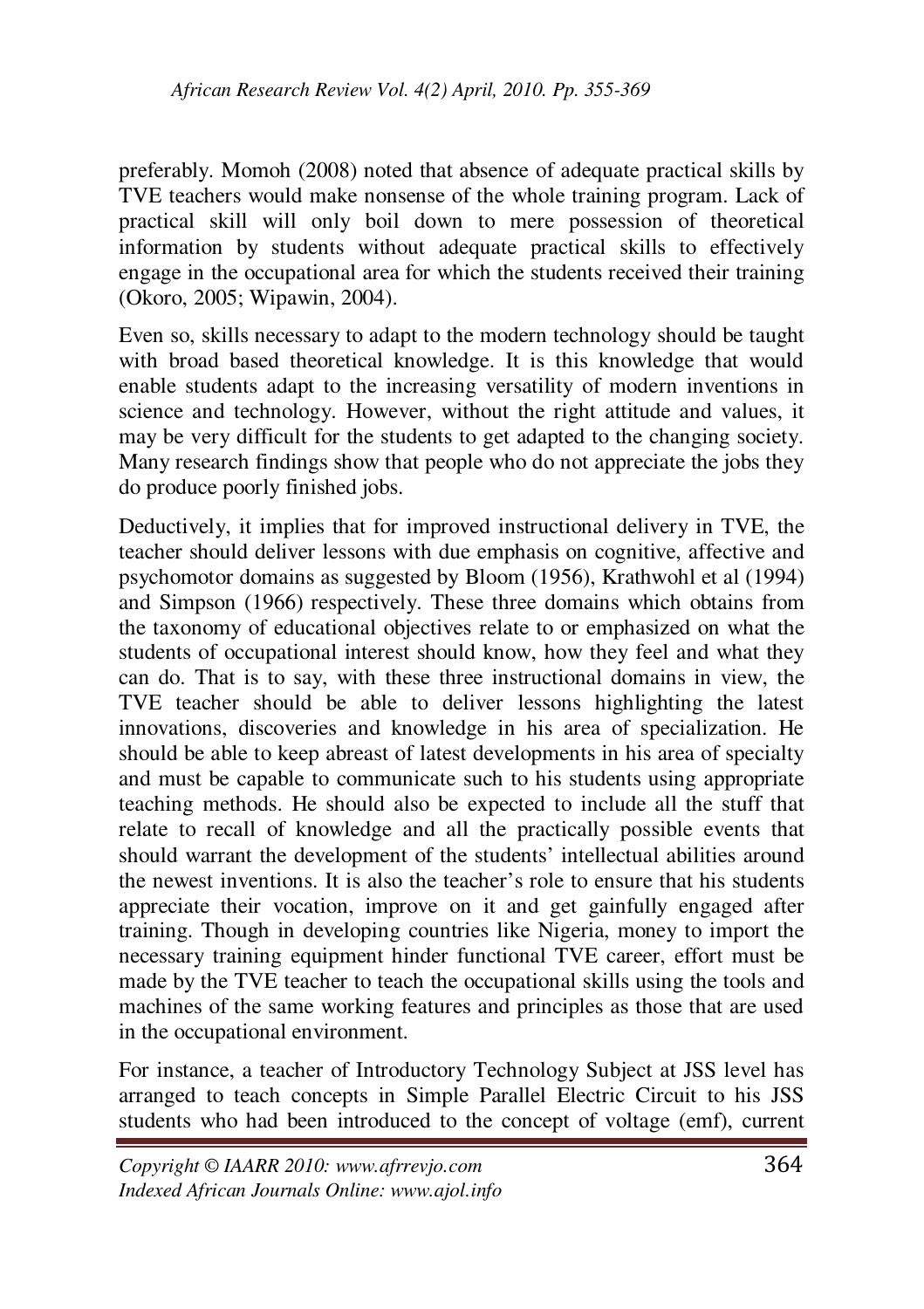preferably. Momoh (2008) noted that absence of adequate practical skills by TVE teachers would make nonsense of the whole training program. Lack of practical skill will only boil down to mere possession of theoretical information by students without adequate practical skills to effectively engage in the occupational area for which the students received their training (Okoro, 2005; Wipawin, 2004).

Even so, skills necessary to adapt to the modern technology should be taught with broad based theoretical knowledge. It is this knowledge that would enable students adapt to the increasing versatility of modern inventions in science and technology. However, without the right attitude and values, it may be very difficult for the students to get adapted to the changing society. Many research findings show that people who do not appreciate the jobs they do produce poorly finished jobs.

Deductively, it implies that for improved instructional delivery in TVE, the teacher should deliver lessons with due emphasis on cognitive, affective and psychomotor domains as suggested by Bloom (1956), Krathwohl et al (1994) and Simpson (1966) respectively. These three domains which obtains from the taxonomy of educational objectives relate to or emphasized on what the students of occupational interest should know, how they feel and what they can do. That is to say, with these three instructional domains in view, the TVE teacher should be able to deliver lessons highlighting the latest innovations, discoveries and knowledge in his area of specialization. He should be able to keep abreast of latest developments in his area of specialty and must be capable to communicate such to his students using appropriate teaching methods. He should also be expected to include all the stuff that relate to recall of knowledge and all the practically possible events that should warrant the development of the students' intellectual abilities around the newest inventions. It is also the teacher's role to ensure that his students appreciate their vocation, improve on it and get gainfully engaged after training. Though in developing countries like Nigeria, money to import the necessary training equipment hinder functional TVE career, effort must be made by the TVE teacher to teach the occupational skills using the tools and machines of the same working features and principles as those that are used in the occupational environment.

For instance, a teacher of Introductory Technology Subject at JSS level has arranged to teach concepts in Simple Parallel Electric Circuit to his JSS students who had been introduced to the concept of voltage (emf), current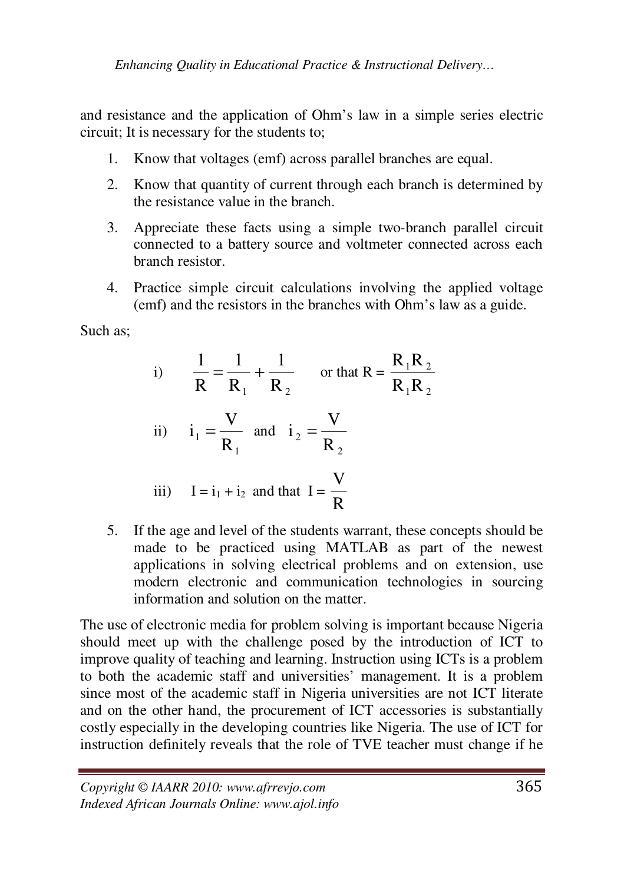and resistance and the application of Ohm's law in a simple series electric circuit; It is necessary for the students to;

1. Know that voltages (emf) across parallel branches are equal.
2. Know that quantity of current through each branch is determined by the resistance value in the branch.
3. Appreciate these facts using a simple two-branch parallel circuit connected to a battery source and voltmeter connected across each branch resistor.
4. Practice simple circuit calculations involving the applied voltage (emf) and the resistors in the branches with Ohm's law as a guide.

Such as;

i) $\frac{1}{R} = \frac{1}{R_1} + \frac{1}{R_2}$ or that $R = \frac{R_1 R_2}{R_1 R_2}$

ii) $i_1 = \frac{V}{R_1}$ and $i_2 = \frac{V}{R_2}$

iii) $I = i_1 + i_2$ and that $I = \frac{V}{R}$

5. If the age and level of the students warrant, these concepts should be made to be practiced using MATLAB as part of the newest applications in solving electrical problems and on extension, use modern electronic and communication technologies in sourcing information and solution on the matter.

The use of electronic media for problem solving is important because Nigeria should meet up with the challenge posed by the introduction of ICT to improve quality of teaching and learning. Instruction using ICTs is a problem to both the academic staff and universities' management. It is a problem since most of the academic staff in Nigeria universities are not ICT literate and on the other hand, the procurement of ICT accessories is substantially costly especially in the developing countries like Nigeria. The use of ICT for instruction definitely reveals that the role of TVE teacher must change if he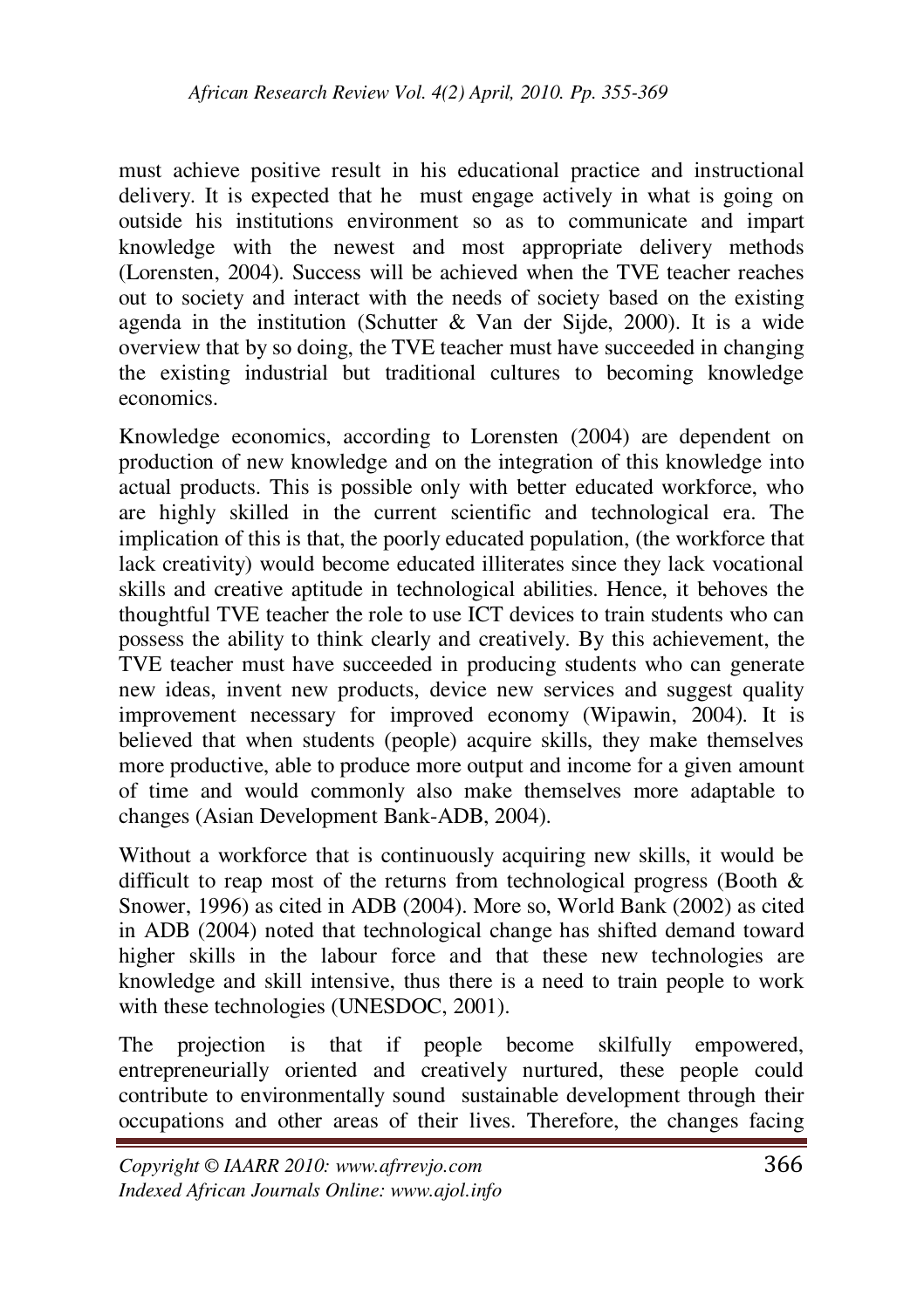must achieve positive result in his educational practice and instructional delivery. It is expected that he must engage actively in what is going on outside his institutions environment so as to communicate and impart knowledge with the newest and most appropriate delivery methods (Lorensten, 2004). Success will be achieved when the TVE teacher reaches out to society and interact with the needs of society based on the existing agenda in the institution (Schutter & Van der Sijde, 2000). It is a wide overview that by so doing, the TVE teacher must have succeeded in changing the existing industrial but traditional cultures to becoming knowledge economics.

Knowledge economics, according to Lorensten (2004) are dependent on production of new knowledge and on the integration of this knowledge into actual products. This is possible only with better educated workforce, who are highly skilled in the current scientific and technological era. The implication of this is that, the poorly educated population, (the workforce that lack creativity) would become educated illiterates since they lack vocational skills and creative aptitude in technological abilities. Hence, it behoves the thoughtful TVE teacher the role to use ICT devices to train students who can possess the ability to think clearly and creatively. By this achievement, the TVE teacher must have succeeded in producing students who can generate new ideas, invent new products, device new services and suggest quality improvement necessary for improved economy (Wipawin, 2004). It is believed that when students (people) acquire skills, they make themselves more productive, able to produce more output and income for a given amount of time and would commonly also make themselves more adaptable to changes (Asian Development Bank-ADB, 2004).

Without a workforce that is continuously acquiring new skills, it would be difficult to reap most of the returns from technological progress (Booth & Snower, 1996) as cited in ADB (2004). More so, World Bank (2002) as cited in ADB (2004) noted that technological change has shifted demand toward higher skills in the labour force and that these new technologies are knowledge and skill intensive, thus there is a need to train people to work with these technologies (UNESDOC, 2001).

The projection is that if people become skilfully empowered, entrepreneurially oriented and creatively nurtured, these people could contribute to environmentally sound sustainable development through their occupations and other areas of their lives. Therefore, the changes facing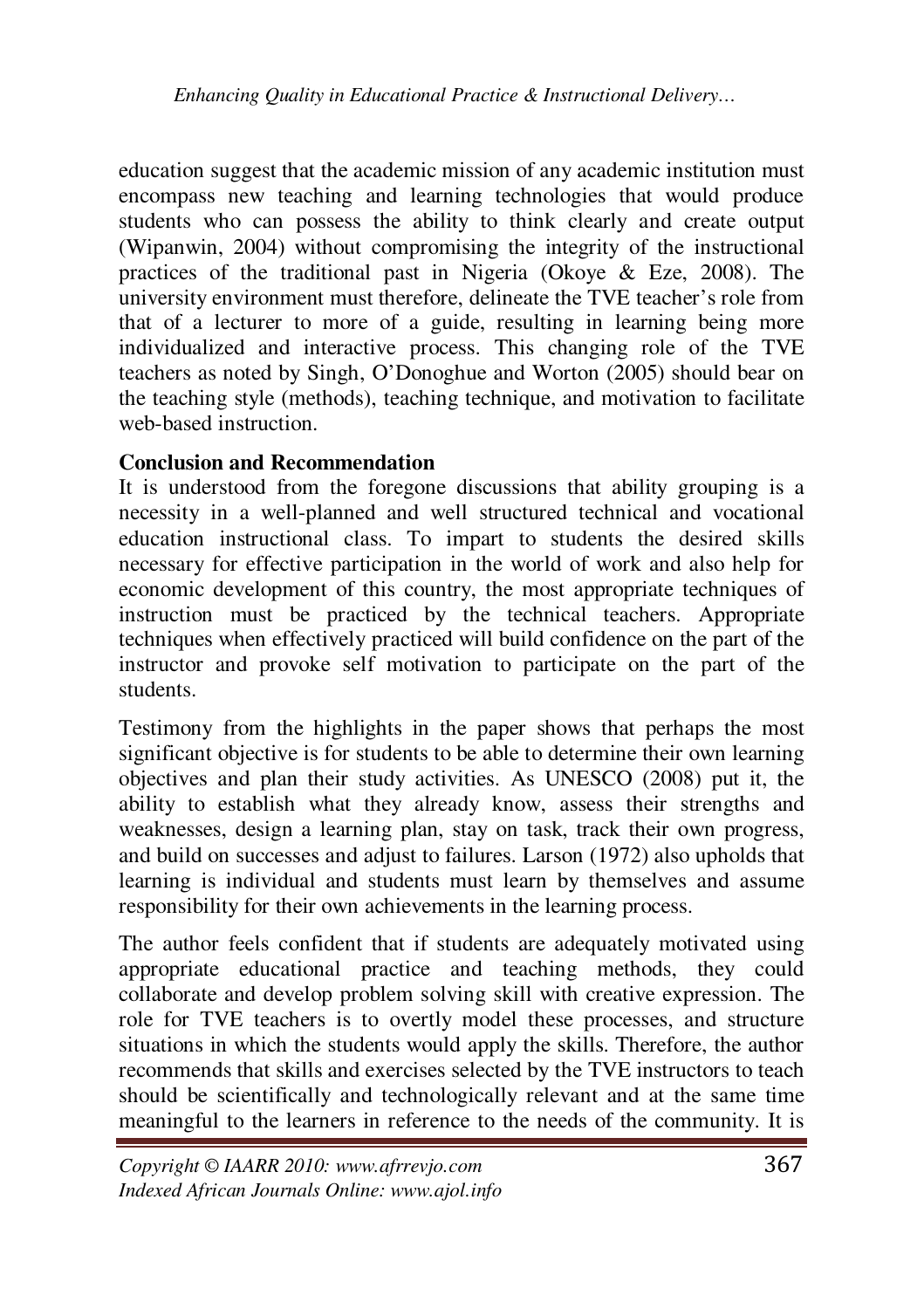education suggest that the academic mission of any academic institution must encompass new teaching and learning technologies that would produce students who can possess the ability to think clearly and create output (Wipanwin, 2004) without compromising the integrity of the instructional practices of the traditional past in Nigeria (Okoye & Eze, 2008). The university environment must therefore, delineate the TVE teacher's role from that of a lecturer to more of a guide, resulting in learning being more individualized and interactive process. This changing role of the TVE teachers as noted by Singh, O'Donoghue and Worton (2005) should bear on the teaching style (methods), teaching technique, and motivation to facilitate web-based instruction.

**Conclusion and Recommendation**

It is understood from the foregone discussions that ability grouping is a necessity in a well-planned and well structured technical and vocational education instructional class. To impart to students the desired skills necessary for effective participation in the world of work and also help for economic development of this country, the most appropriate techniques of instruction must be practiced by the technical teachers. Appropriate techniques when effectively practiced will build confidence on the part of the instructor and provoke self motivation to participate on the part of the students.

Testimony from the highlights in the paper shows that perhaps the most significant objective is for students to be able to determine their own learning objectives and plan their study activities. As UNESCO (2008) put it, the ability to establish what they already know, assess their strengths and weaknesses, design a learning plan, stay on task, track their own progress, and build on successes and adjust to failures. Larson (1972) also upholds that learning is individual and students must learn by themselves and assume responsibility for their own achievements in the learning process.

The author feels confident that if students are adequately motivated using appropriate educational practice and teaching methods, they could collaborate and develop problem solving skill with creative expression. The role for TVE teachers is to overtly model these processes, and structure situations in which the students would apply the skills. Therefore, the author recommends that skills and exercises selected by the TVE instructors to teach should be scientifically and technologically relevant and at the same time meaningful to the learners in reference to the needs of the community. It is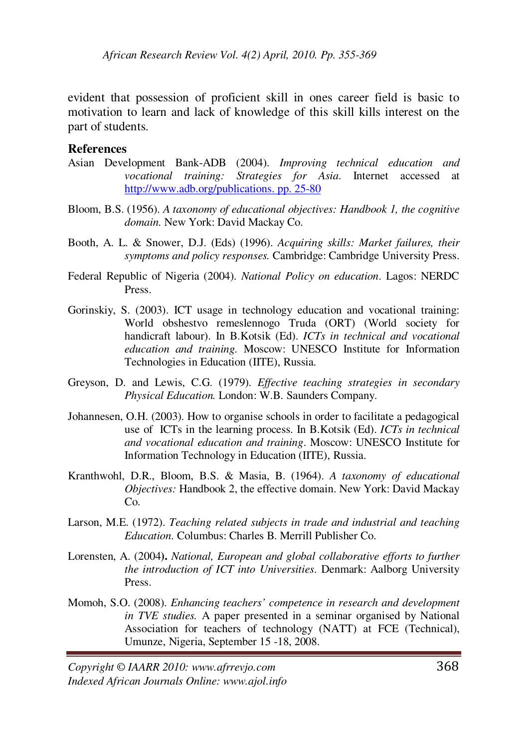evident that possession of proficient skill in ones career field is basic to motivation to learn and lack of knowledge of this skill kills interest on the part of students.

**References**

Asian Development Bank-ADB (2004). *Improving technical education and vocational training: Strategies for Asia.* Internet accessed at http://www.adb.org/publications. pp. 25-80

Bloom, B.S. (1956). *A taxonomy of educational objectives: Handbook 1, the cognitive domain.* New York: David Mackay Co.

Booth, A. L. & Snower, D.J. (Eds) (1996). *Acquiring skills: Market failures, their symptoms and policy responses.* Cambridge: Cambridge University Press.

Federal Republic of Nigeria (2004). *National Policy on education*. Lagos: NERDC Press.

Gorinskiy, S. (2003). ICT usage in technology education and vocational training: World obshestvo remeslennogo Truda (ORT) (World society for handicraft labour). In B.Kotsik (Ed). *ICTs in technical and vocational education and training*. Moscow: UNESCO Institute for Information Technologies in Education (IITE), Russia.

Greyson, D. and Lewis, C.G. (1979). *Effective teaching strategies in secondary Physical Education.* London: W.B. Saunders Company.

Johannesen, O.H. (2003). How to organise schools in order to facilitate a pedagogical use of ICTs in the learning process. In B.Kotsik (Ed). *ICTs in technical and vocational education and training*. Moscow: UNESCO Institute for Information Technology in Education (IITE), Russia.

Kranthwohl, D.R., Bloom, B.S. & Masia, B. (1964). *A taxonomy of educational Objectives:* Handbook 2, the effective domain. New York: David Mackay Co.

Larson, M.E. (1972). *Teaching related subjects in trade and industrial and teaching Education.* Columbus: Charles B. Merrill Publisher Co.

Lorensten, A. (2004)**.** *National, European and global collaborative efforts to further the introduction of ICT into Universities.* Denmark: Aalborg University Press.

Momoh, S.O. (2008). *Enhancing teachers' competence in research and development in TVE studies.* A paper presented in a seminar organised by National Association for teachers of technology (NATT) at FCE (Technical), Umunze, Nigeria, September 15 -18, 2008.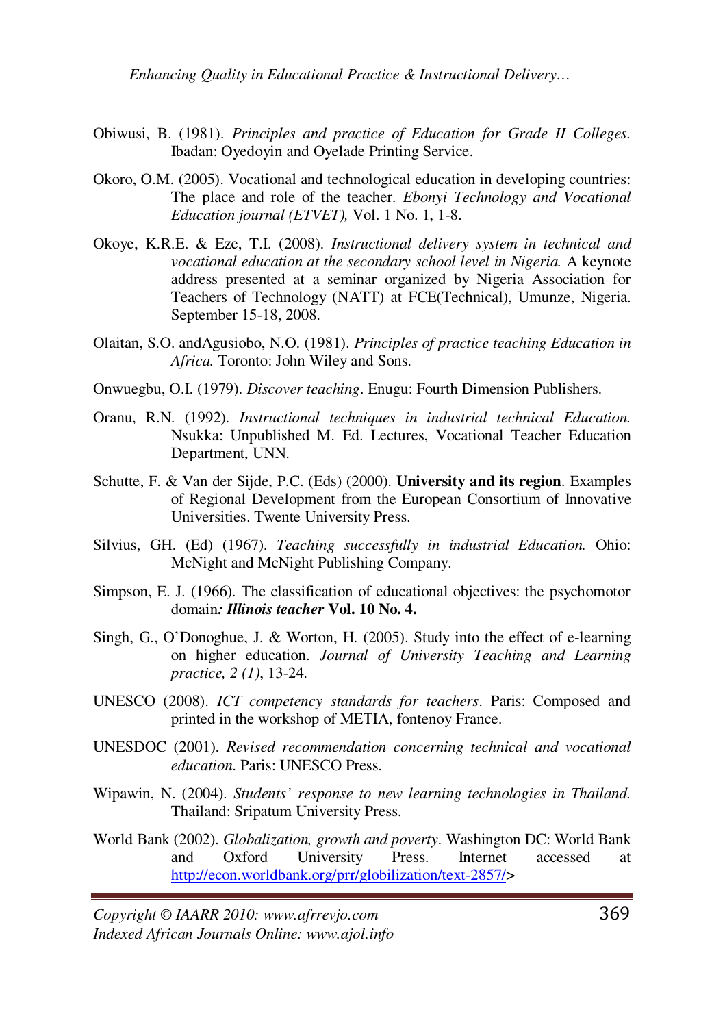Obiwusi, B. (1981). *Principles and practice of Education for Grade II Colleges.* Ibadan: Oyedoyin and Oyelade Printing Service.

Okoro, O.M. (2005). Vocational and technological education in developing countries: The place and role of the teacher. *Ebonyi Technology and Vocational Education journal (ETVET),* Vol. 1 No. 1, 1-8.

Okoye, K.R.E. & Eze, T.I. (2008). *Instructional delivery system in technical and vocational education at the secondary school level in Nigeria.* A keynote address presented at a seminar organized by Nigeria Association for Teachers of Technology (NATT) at FCE(Technical), Umunze, Nigeria. September 15-18, 2008.

Olaitan, S.O. andAgusiobo, N.O. (1981). *Principles of practice teaching Education in Africa.* Toronto: John Wiley and Sons.

Onwuegbu, O.I. (1979). *Discover teaching*. Enugu: Fourth Dimension Publishers.

Oranu, R.N. (1992). *Instructional techniques in industrial technical Education.* Nsukka: Unpublished M. Ed. Lectures, Vocational Teacher Education Department, UNN.

Schutte, F. & Van der Sijde, P.C. (Eds) (2000). **University and its region**. Examples of Regional Development from the European Consortium of Innovative Universities. Twente University Press.

Silvius, GH. (Ed) (1967). *Teaching successfully in industrial Education.* Ohio: McNight and McNight Publishing Company.

Simpson, E. J. (1966). The classification of educational objectives: the psychomotor domain***: Illinois teacher*** **Vol. 10 No. 4.**

Singh, G., O'Donoghue, J. & Worton, H. (2005). Study into the effect of e-learning on higher education. *Journal of University Teaching and Learning practice, 2 (1)*, 13-24.

UNESCO (2008). *ICT competency standards for teachers*. Paris: Composed and printed in the workshop of METIA, fontenoy France.

UNESDOC (2001). *Revised recommendation concerning technical and vocational education.* Paris: UNESCO Press.

Wipawin, N. (2004). *Students' response to new learning technologies in Thailand.* Thailand: Sripatum University Press.

World Bank (2002). *Globalization, growth and poverty*. Washington DC: World Bank and Oxford University Press. Internet accessed at http://econ.worldbank.org/prr/globilization/text-2857/>